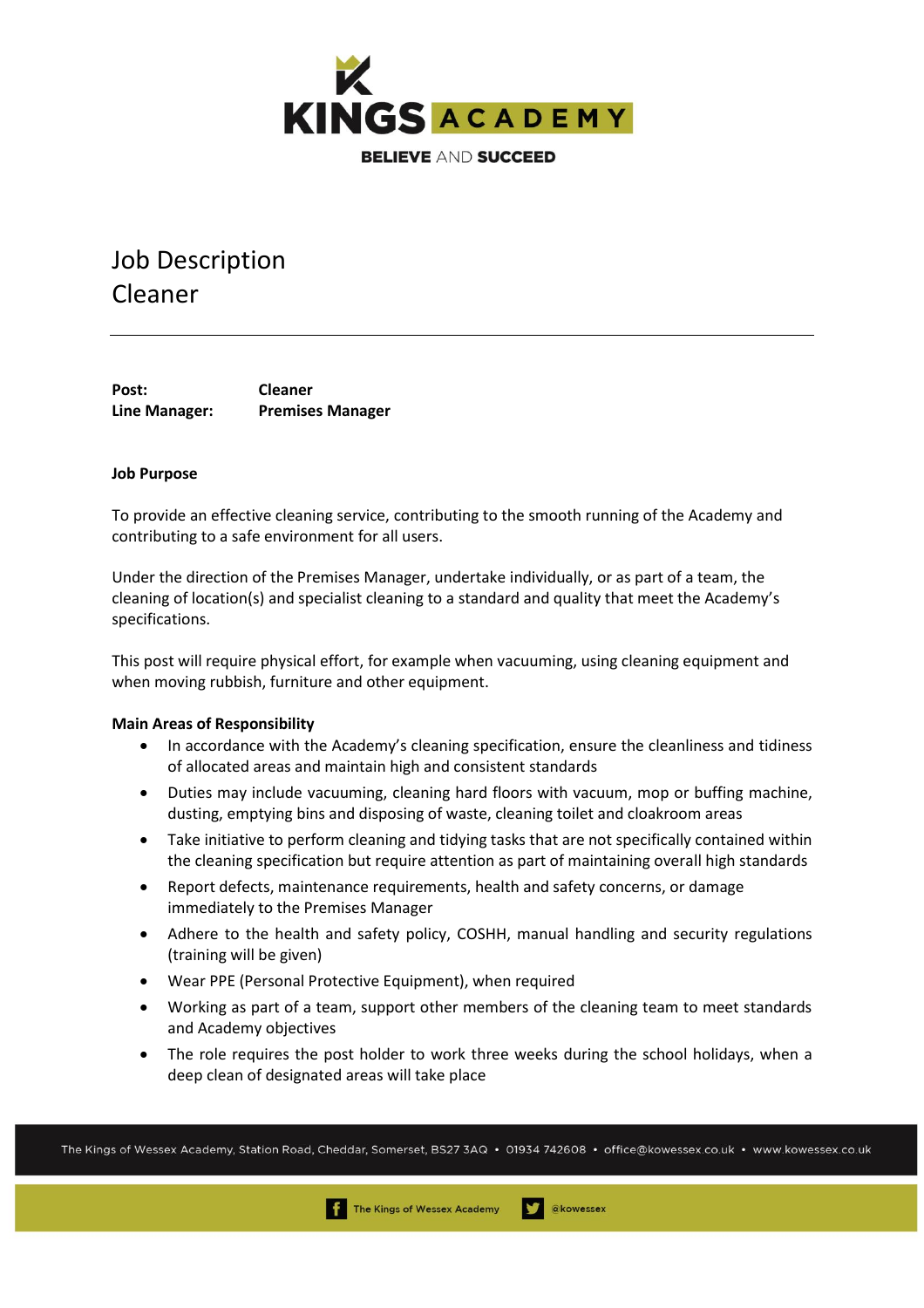KINGS ACADEMY

BELIEVE AND SUCCEED

# Job Description
# Cleaner

---

**Post:** **Cleaner**
**Line Manager:** **Premises Manager**

**Job Purpose**

To provide an effective cleaning service, contributing to the smooth running of the Academy and contributing to a safe environment for all users.

Under the direction of the Premises Manager, undertake individually, or as part of a team, the cleaning of location(s) and specialist cleaning to a standard and quality that meet the Academy's specifications.

This post will require physical effort, for example when vacuuming, using cleaning equipment and when moving rubbish, furniture and other equipment.

**Main Areas of Responsibility**

- In accordance with the Academy's cleaning specification, ensure the cleanliness and tidiness of allocated areas and maintain high and consistent standards
- Duties may include vacuuming, cleaning hard floors with vacuum, mop or buffing machine, dusting, emptying bins and disposing of waste, cleaning toilet and cloakroom areas
- Take initiative to perform cleaning and tidying tasks that are not specifically contained within the cleaning specification but require attention as part of maintaining overall high standards
- Report defects, maintenance requirements, health and safety concerns, or damage immediately to the Premises Manager
- Adhere to the health and safety policy, COSHH, manual handling and security regulations (training will be given)
- Wear PPE (Personal Protective Equipment), when required
- Working as part of a team, support other members of the cleaning team to meet standards and Academy objectives
- The role requires the post holder to work three weeks during the school holidays, when a deep clean of designated areas will take place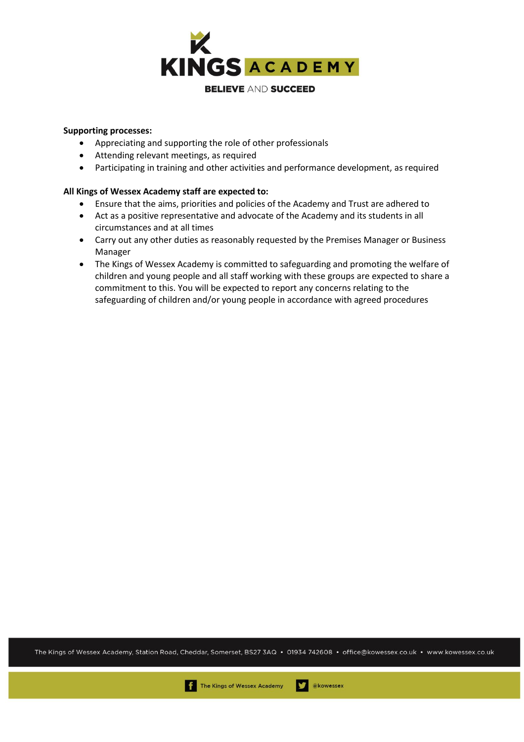**Supporting processes:**

- Appreciating and supporting the role of other professionals
- Attending relevant meetings, as required
- Participating in training and other activities and performance development, as required

**All Kings of Wessex Academy staff are expected to:**

- Ensure that the aims, priorities and policies of the Academy and Trust are adhered to
- Act as a positive representative and advocate of the Academy and its students in all circumstances and at all times
- Carry out any other duties as reasonably requested by the Premises Manager or Business Manager
- The Kings of Wessex Academy is committed to safeguarding and promoting the welfare of children and young people and all staff working with these groups are expected to share a commitment to this. You will be expected to report any concerns relating to the safeguarding of children and/or young people in accordance with agreed procedures